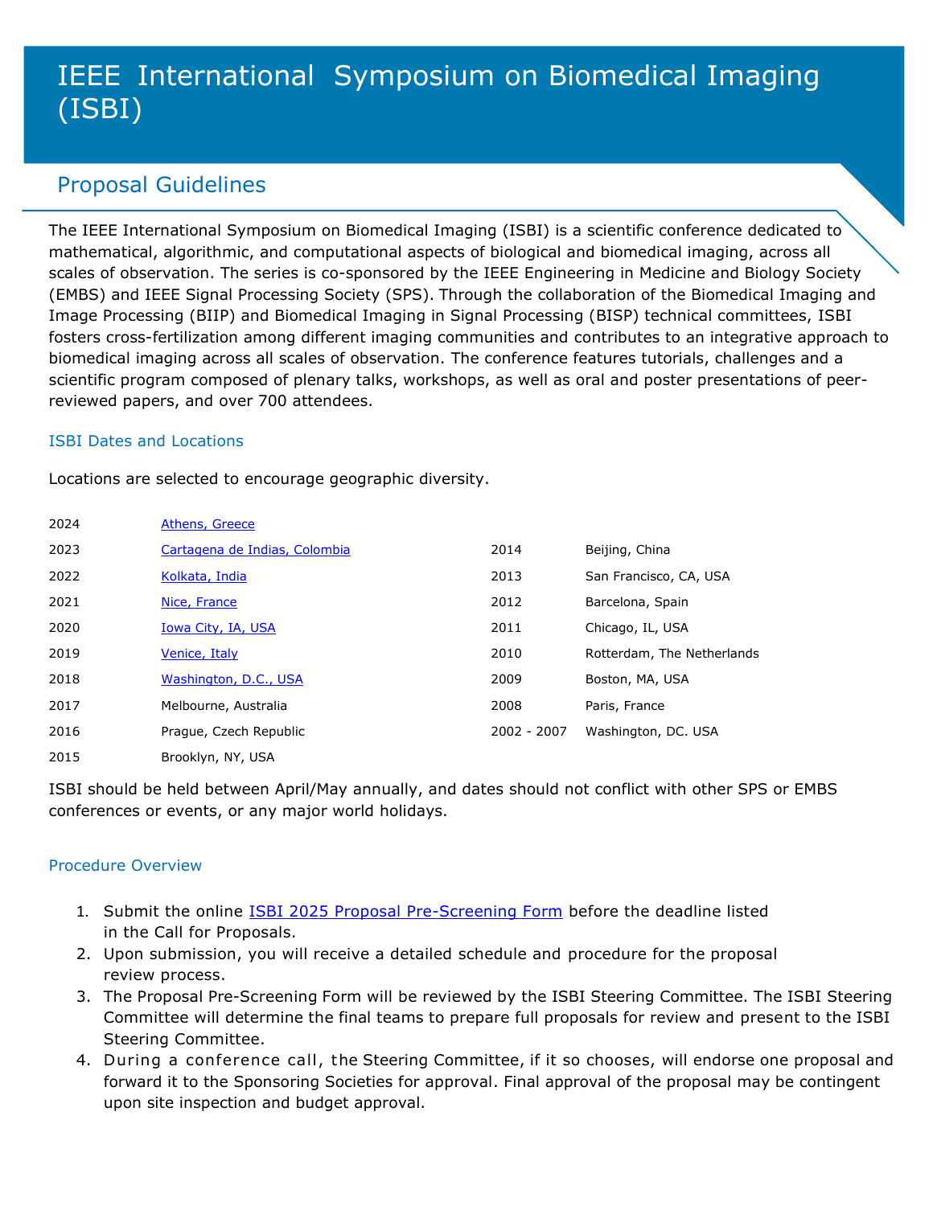# IEEE International Symposium on Biomedical Imaging (ISBI)

## Proposal Guidelines

The IEEE International Symposium on Biomedical Imaging (ISBI) is a scientific conference dedicated to mathematical, algorithmic, and computational aspects of biological and biomedical imaging, across all scales of observation. The series is co-sponsored by the IEEE Engineering in Medicine and Biology Society (EMBS) and IEEE Signal Processing Society (SPS). Through the collaboration of the Biomedical Imaging and Image Processing (BIIP) and Biomedical Imaging in Signal Processing (BISP) technical committees, ISBI fosters cross-fertilization among different imaging communities and contributes to an integrative approach to biomedical imaging across all scales of observation. The conference features tutorials, challenges and a scientific program composed of plenary talks, workshops, as well as oral and poster presentations of peer-reviewed papers, and over 700 attendees.

### ISBI Dates and Locations

Locations are selected to encourage geographic diversity.

| Year | Location |
|---|---|
| 2024 | Athens, Greece |
| 2023 | Cartagena de Indias, Colombia |
| 2022 | Kolkata, India |
| 2021 | Nice, France |
| 2020 | Iowa City, IA, USA |
| 2019 | Venice, Italy |
| 2018 | Washington, D.C., USA |
| 2017 | Melbourne, Australia |
| 2016 | Prague, Czech Republic |
| 2015 | Brooklyn, NY, USA |
| 2014 | Beijing, China |
| 2013 | San Francisco, CA, USA |
| 2012 | Barcelona, Spain |
| 2011 | Chicago, IL, USA |
| 2010 | Rotterdam, The Netherlands |
| 2009 | Boston, MA, USA |
| 2008 | Paris, France |
| 2002 - 2007 | Washington, DC. USA |

ISBI should be held between April/May annually, and dates should not conflict with other SPS or EMBS conferences or events, or any major world holidays.

### Procedure Overview

1. Submit the online ISBI 2025 Proposal Pre-Screening Form before the deadline listed in the Call for Proposals.
2. Upon submission, you will receive a detailed schedule and procedure for the proposal review process.
3. The Proposal Pre-Screening Form will be reviewed by the ISBI Steering Committee. The ISBI Steering Committee will determine the final teams to prepare full proposals for review and present to the ISBI Steering Committee.
4. During a conference call, the Steering Committee, if it so chooses, will endorse one proposal and forward it to the Sponsoring Societies for approval. Final approval of the proposal may be contingent upon site inspection and budget approval.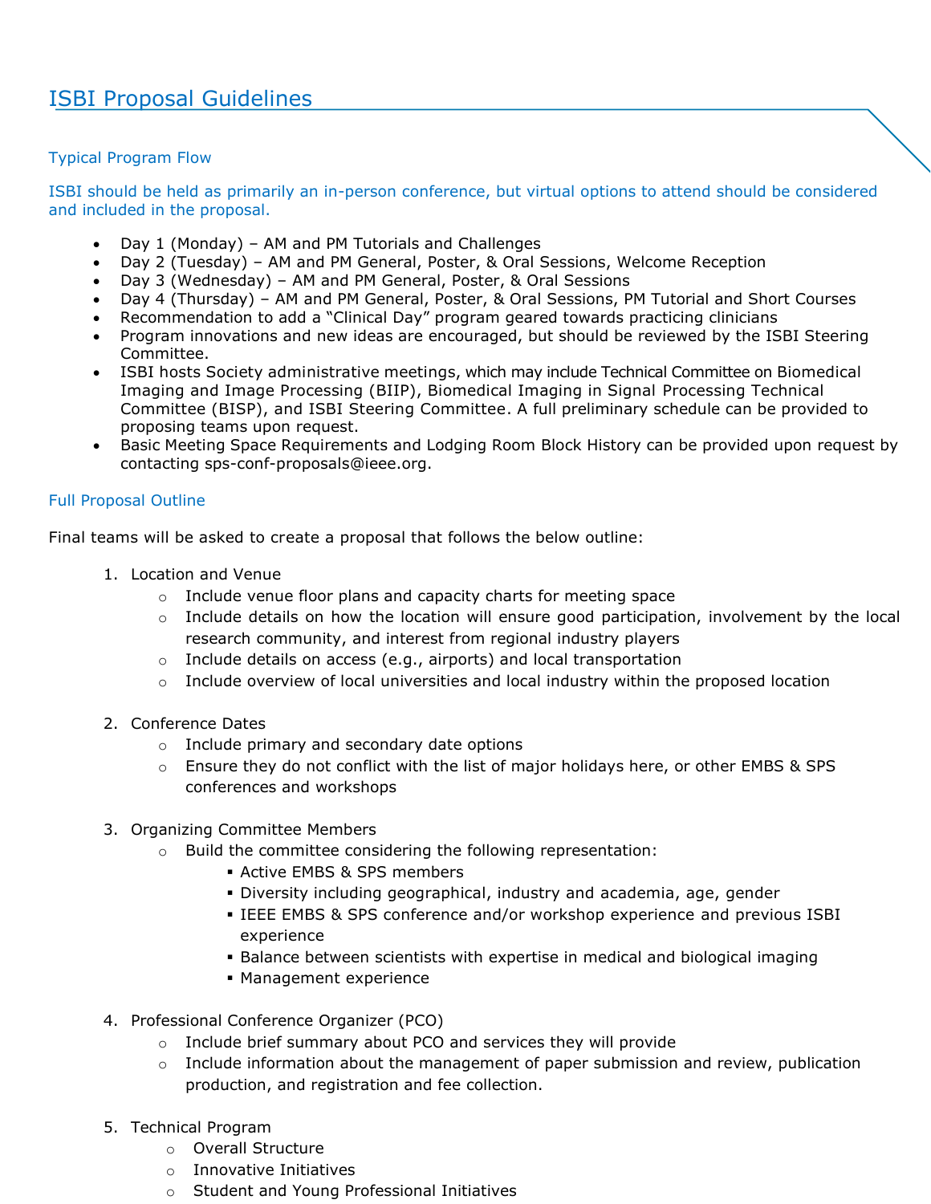# ISBI Proposal Guidelines

## Typical Program Flow

ISBI should be held as primarily an in-person conference, but virtual options to attend should be considered and included in the proposal.

- Day 1 (Monday) – AM and PM Tutorials and Challenges
- Day 2 (Tuesday) – AM and PM General, Poster, & Oral Sessions, Welcome Reception
- Day 3 (Wednesday) – AM and PM General, Poster, & Oral Sessions
- Day 4 (Thursday) – AM and PM General, Poster, & Oral Sessions, PM Tutorial and Short Courses
- Recommendation to add a "Clinical Day" program geared towards practicing clinicians
- Program innovations and new ideas are encouraged, but should be reviewed by the ISBI Steering Committee.
- ISBI hosts Society administrative meetings, which may include Technical Committee on Biomedical Imaging and Image Processing (BIIP), Biomedical Imaging in Signal Processing Technical Committee (BISP), and ISBI Steering Committee. A full preliminary schedule can be provided to proposing teams upon request.
- Basic Meeting Space Requirements and Lodging Room Block History can be provided upon request by contacting sps-conf-proposals@ieee.org.

## Full Proposal Outline

Final teams will be asked to create a proposal that follows the below outline:

1. Location and Venue
   - Include venue floor plans and capacity charts for meeting space
   - Include details on how the location will ensure good participation, involvement by the local research community, and interest from regional industry players
   - Include details on access (e.g., airports) and local transportation
   - Include overview of local universities and local industry within the proposed location

2. Conference Dates
   - Include primary and secondary date options
   - Ensure they do not conflict with the list of major holidays here, or other EMBS & SPS conferences and workshops

3. Organizing Committee Members
   - Build the committee considering the following representation:
     - Active EMBS & SPS members
     - Diversity including geographical, industry and academia, age, gender
     - IEEE EMBS & SPS conference and/or workshop experience and previous ISBI experience
     - Balance between scientists with expertise in medical and biological imaging
     - Management experience

4. Professional Conference Organizer (PCO)
   - Include brief summary about PCO and services they will provide
   - Include information about the management of paper submission and review, publication production, and registration and fee collection.

5. Technical Program
   - Overall Structure
   - Innovative Initiatives
   - Student and Young Professional Initiatives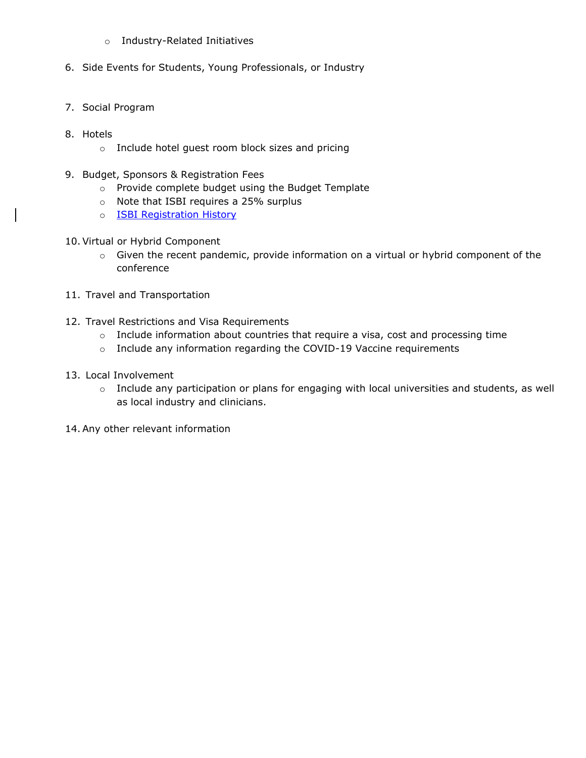- Industry-Related Initiatives

6. Side Events for Students, Young Professionals, or Industry

7. Social Program

8. Hotels
   - Include hotel guest room block sizes and pricing

9. Budget, Sponsors & Registration Fees
   - Provide complete budget using the Budget Template
   - Note that ISBI requires a 25% surplus
   - ISBI Registration History

10. Virtual or Hybrid Component
    - Given the recent pandemic, provide information on a virtual or hybrid component of the conference

11. Travel and Transportation

12. Travel Restrictions and Visa Requirements
    - Include information about countries that require a visa, cost and processing time
    - Include any information regarding the COVID-19 Vaccine requirements

13. Local Involvement
    - Include any participation or plans for engaging with local universities and students, as well as local industry and clinicians.

14. Any other relevant information